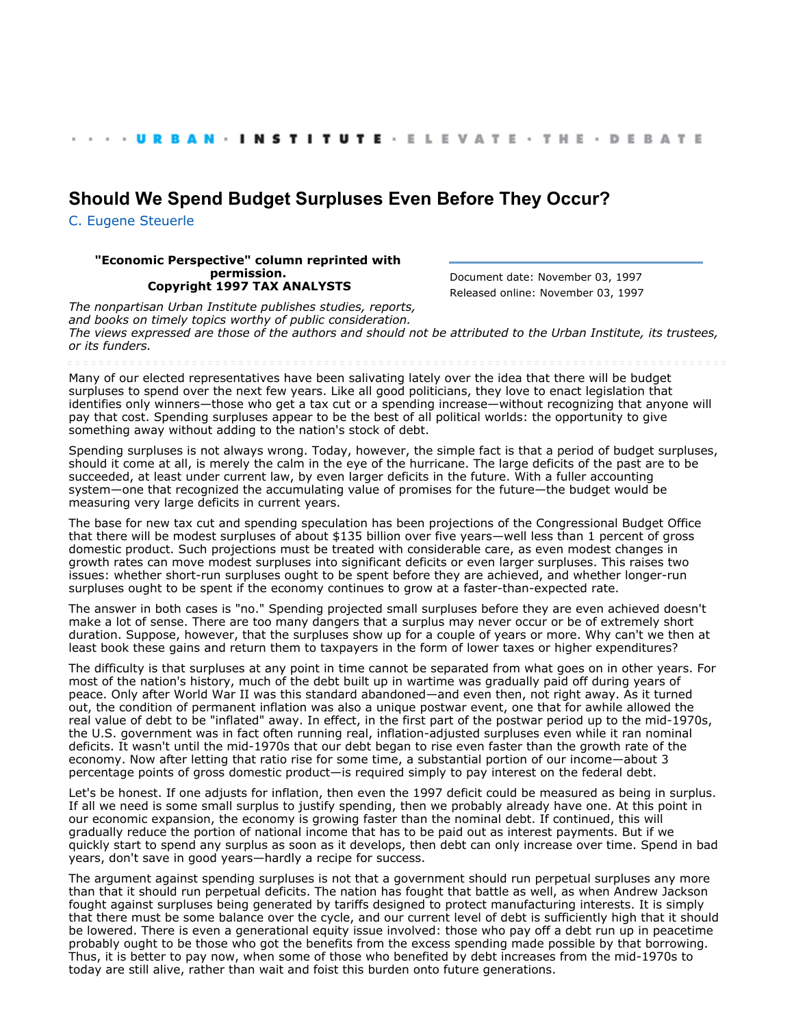· · · · URBAN · INSTITUTE · ELEVATE · THE · DEBATE

# Should We Spend Budget Surpluses Even Before They Occur?

C. Eugene Steuerle

**"Economic Perspective" column reprinted with permission.**
**Copyright 1997 TAX ANALYSTS**

Document date: November 03, 1997
Released online: November 03, 1997

*The nonpartisan Urban Institute publishes studies, reports, and books on timely topics worthy of public consideration. The views expressed are those of the authors and should not be attributed to the Urban Institute, its trustees, or its funders.*

---

Many of our elected representatives have been salivating lately over the idea that there will be budget surpluses to spend over the next few years. Like all good politicians, they love to enact legislation that identifies only winners—those who get a tax cut or a spending increase—without recognizing that anyone will pay that cost. Spending surpluses appear to be the best of all political worlds: the opportunity to give something away without adding to the nation's stock of debt.

Spending surpluses is not always wrong. Today, however, the simple fact is that a period of budget surpluses, should it come at all, is merely the calm in the eye of the hurricane. The large deficits of the past are to be succeeded, at least under current law, by even larger deficits in the future. With a fuller accounting system—one that recognized the accumulating value of promises for the future—the budget would be measuring very large deficits in current years.

The base for new tax cut and spending speculation has been projections of the Congressional Budget Office that there will be modest surpluses of about $135 billion over five years—well less than 1 percent of gross domestic product. Such projections must be treated with considerable care, as even modest changes in growth rates can move modest surpluses into significant deficits or even larger surpluses. This raises two issues: whether short-run surpluses ought to be spent before they are achieved, and whether longer-run surpluses ought to be spent if the economy continues to grow at a faster-than-expected rate.

The answer in both cases is "no." Spending projected small surpluses before they are even achieved doesn't make a lot of sense. There are too many dangers that a surplus may never occur or be of extremely short duration. Suppose, however, that the surpluses show up for a couple of years or more. Why can't we then at least book these gains and return them to taxpayers in the form of lower taxes or higher expenditures?

The difficulty is that surpluses at any point in time cannot be separated from what goes on in other years. For most of the nation's history, much of the debt built up in wartime was gradually paid off during years of peace. Only after World War II was this standard abandoned—and even then, not right away. As it turned out, the condition of permanent inflation was also a unique postwar event, one that for awhile allowed the real value of debt to be "inflated" away. In effect, in the first part of the postwar period up to the mid-1970s, the U.S. government was in fact often running real, inflation-adjusted surpluses even while it ran nominal deficits. It wasn't until the mid-1970s that our debt began to rise even faster than the growth rate of the economy. Now after letting that ratio rise for some time, a substantial portion of our income—about 3 percentage points of gross domestic product—is required simply to pay interest on the federal debt.

Let's be honest. If one adjusts for inflation, then even the 1997 deficit could be measured as being in surplus. If all we need is some small surplus to justify spending, then we probably already have one. At this point in our economic expansion, the economy is growing faster than the nominal debt. If continued, this will gradually reduce the portion of national income that has to be paid out as interest payments. But if we quickly start to spend any surplus as soon as it develops, then debt can only increase over time. Spend in bad years, don't save in good years—hardly a recipe for success.

The argument against spending surpluses is not that a government should run perpetual surpluses any more than that it should run perpetual deficits. The nation has fought that battle as well, as when Andrew Jackson fought against surpluses being generated by tariffs designed to protect manufacturing interests. It is simply that there must be some balance over the cycle, and our current level of debt is sufficiently high that it should be lowered. There is even a generational equity issue involved: those who pay off a debt run up in peacetime probably ought to be those who got the benefits from the excess spending made possible by that borrowing. Thus, it is better to pay now, when some of those who benefited by debt increases from the mid-1970s to today are still alive, rather than wait and foist this burden onto future generations.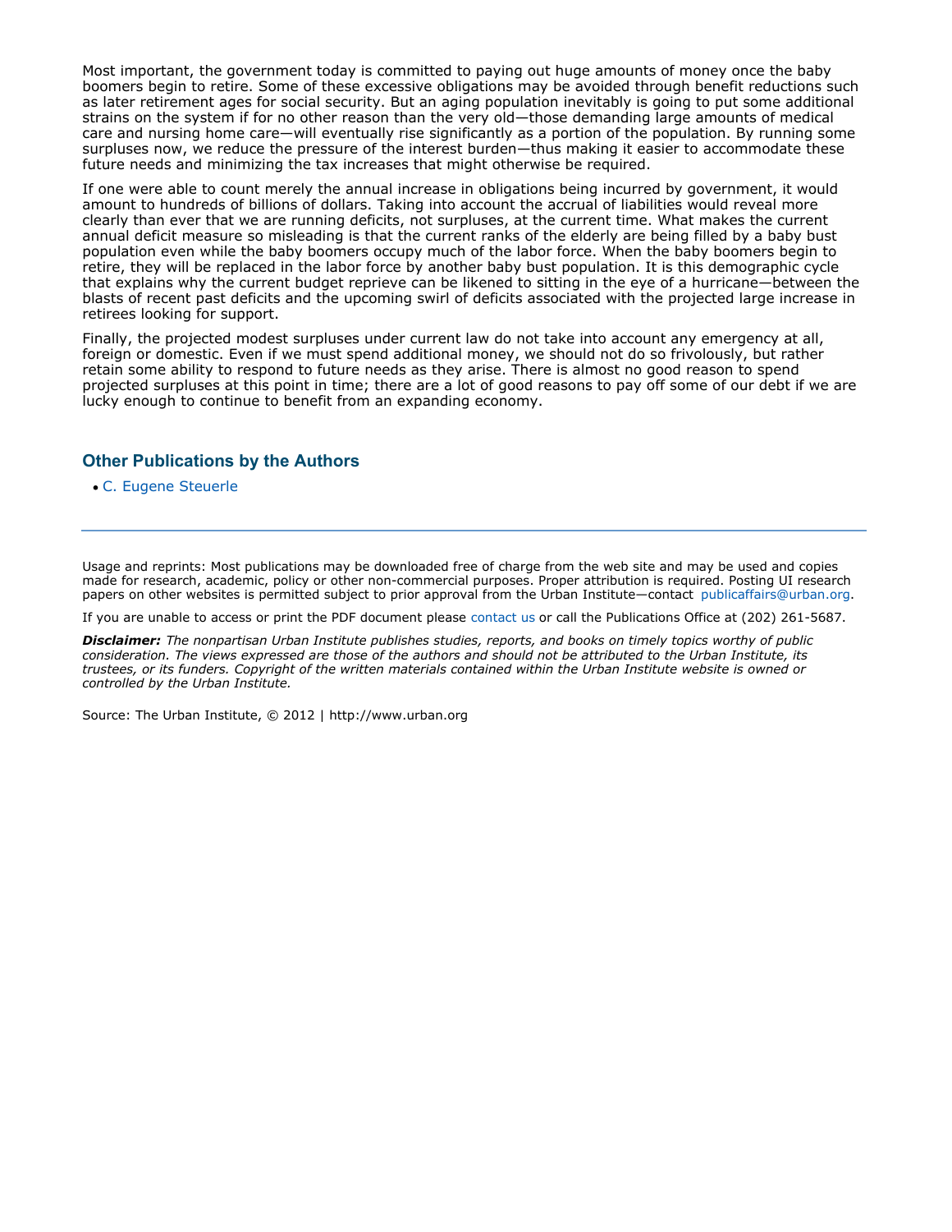Most important, the government today is committed to paying out huge amounts of money once the baby boomers begin to retire. Some of these excessive obligations may be avoided through benefit reductions such as later retirement ages for social security. But an aging population inevitably is going to put some additional strains on the system if for no other reason than the very old—those demanding large amounts of medical care and nursing home care—will eventually rise significantly as a portion of the population. By running some surpluses now, we reduce the pressure of the interest burden—thus making it easier to accommodate these future needs and minimizing the tax increases that might otherwise be required.

If one were able to count merely the annual increase in obligations being incurred by government, it would amount to hundreds of billions of dollars. Taking into account the accrual of liabilities would reveal more clearly than ever that we are running deficits, not surpluses, at the current time. What makes the current annual deficit measure so misleading is that the current ranks of the elderly are being filled by a baby bust population even while the baby boomers occupy much of the labor force. When the baby boomers begin to retire, they will be replaced in the labor force by another baby bust population. It is this demographic cycle that explains why the current budget reprieve can be likened to sitting in the eye of a hurricane—between the blasts of recent past deficits and the upcoming swirl of deficits associated with the projected large increase in retirees looking for support.

Finally, the projected modest surpluses under current law do not take into account any emergency at all, foreign or domestic. Even if we must spend additional money, we should not do so frivolously, but rather retain some ability to respond to future needs as they arise. There is almost no good reason to spend projected surpluses at this point in time; there are a lot of good reasons to pay off some of our debt if we are lucky enough to continue to benefit from an expanding economy.

## Other Publications by the Authors

- C. Eugene Steuerle

---

Usage and reprints: Most publications may be downloaded free of charge from the web site and may be used and copies made for research, academic, policy or other non-commercial purposes. Proper attribution is required. Posting UI research papers on other websites is permitted subject to prior approval from the Urban Institute—contact publicaffairs@urban.org.

If you are unable to access or print the PDF document please contact us or call the Publications Office at (202) 261-5687.

***Disclaimer:*** *The nonpartisan Urban Institute publishes studies, reports, and books on timely topics worthy of public consideration. The views expressed are those of the authors and should not be attributed to the Urban Institute, its trustees, or its funders. Copyright of the written materials contained within the Urban Institute website is owned or controlled by the Urban Institute.*

Source: The Urban Institute, © 2012 | http://www.urban.org